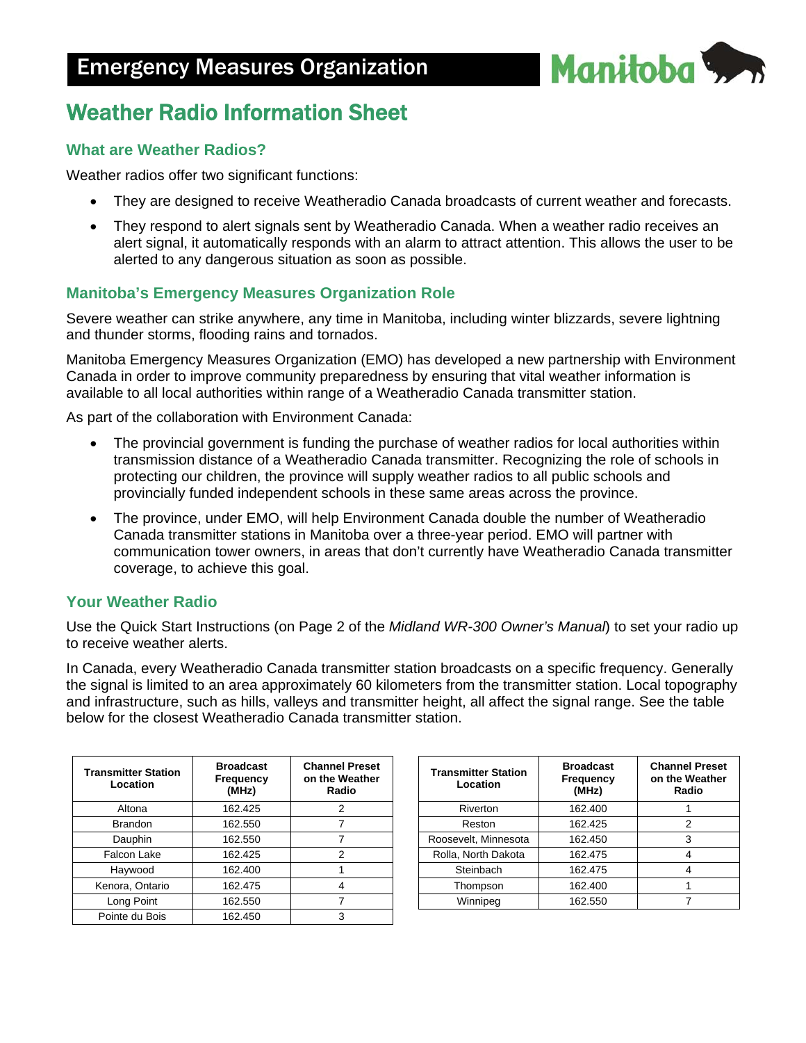# Emergency Measures Organization

## Weather Radio Information Sheet

### What are Weather Radios?

Weather radios offer two significant functions:

- They are designed to receive Weatheradio Canada broadcasts of current weather and forecasts.
- They respond to alert signals sent by Weatheradio Canada. When a weather radio receives an alert signal, it automatically responds with an alarm to attract attention. This allows the user to be alerted to any dangerous situation as soon as possible.

### Manitoba's Emergency Measures Organization Role

Severe weather can strike anywhere, any time in Manitoba, including winter blizzards, severe lightning and thunder storms, flooding rains and tornados.

Manitoba Emergency Measures Organization (EMO) has developed a new partnership with Environment Canada in order to improve community preparedness by ensuring that vital weather information is available to all local authorities within range of a Weatheradio Canada transmitter station.

As part of the collaboration with Environment Canada:

- The provincial government is funding the purchase of weather radios for local authorities within transmission distance of a Weatheradio Canada transmitter. Recognizing the role of schools in protecting our children, the province will supply weather radios to all public schools and provincially funded independent schools in these same areas across the province.
- The province, under EMO, will help Environment Canada double the number of Weatheradio Canada transmitter stations in Manitoba over a three-year period. EMO will partner with communication tower owners, in areas that don't currently have Weatheradio Canada transmitter coverage, to achieve this goal.

### Your Weather Radio

Use the Quick Start Instructions (on Page 2 of the *Midland WR-300 Owner's Manual*) to set your radio up to receive weather alerts.

In Canada, every Weatheradio Canada transmitter station broadcasts on a specific frequency. Generally the signal is limited to an area approximately 60 kilometers from the transmitter station. Local topography and infrastructure, such as hills, valleys and transmitter height, all affect the signal range. See the table below for the closest Weatheradio Canada transmitter station.

| Transmitter Station Location | Broadcast Frequency (MHz) | Channel Preset on the Weather Radio |
|---|---|---|
| Altona | 162.425 | 2 |
| Brandon | 162.550 | 7 |
| Dauphin | 162.550 | 7 |
| Falcon Lake | 162.425 | 2 |
| Haywood | 162.400 | 1 |
| Kenora, Ontario | 162.475 | 4 |
| Long Point | 162.550 | 7 |
| Pointe du Bois | 162.450 | 3 |
| Riverton | 162.400 | 1 |
| Reston | 162.425 | 2 |
| Roosevelt, Minnesota | 162.450 | 3 |
| Rolla, North Dakota | 162.475 | 4 |
| Steinbach | 162.475 | 4 |
| Thompson | 162.400 | 1 |
| Winnipeg | 162.550 | 7 |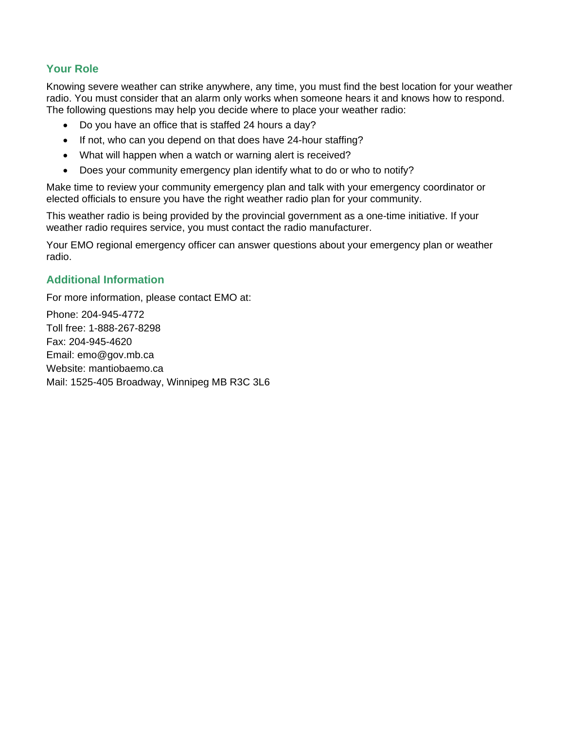## Your Role

Knowing severe weather can strike anywhere, any time, you must find the best location for your weather radio. You must consider that an alarm only works when someone hears it and knows how to respond. The following questions may help you decide where to place your weather radio:

- Do you have an office that is staffed 24 hours a day?
- If not, who can you depend on that does have 24-hour staffing?
- What will happen when a watch or warning alert is received?
- Does your community emergency plan identify what to do or who to notify?

Make time to review your community emergency plan and talk with your emergency coordinator or elected officials to ensure you have the right weather radio plan for your community.

This weather radio is being provided by the provincial government as a one-time initiative. If your weather radio requires service, you must contact the radio manufacturer.

Your EMO regional emergency officer can answer questions about your emergency plan or weather radio.

## Additional Information

For more information, please contact EMO at:

Phone: 204-945-4772
Toll free: 1-888-267-8298
Fax: 204-945-4620
Email: emo@gov.mb.ca
Website: mantiobaemo.ca
Mail: 1525-405 Broadway, Winnipeg MB R3C 3L6